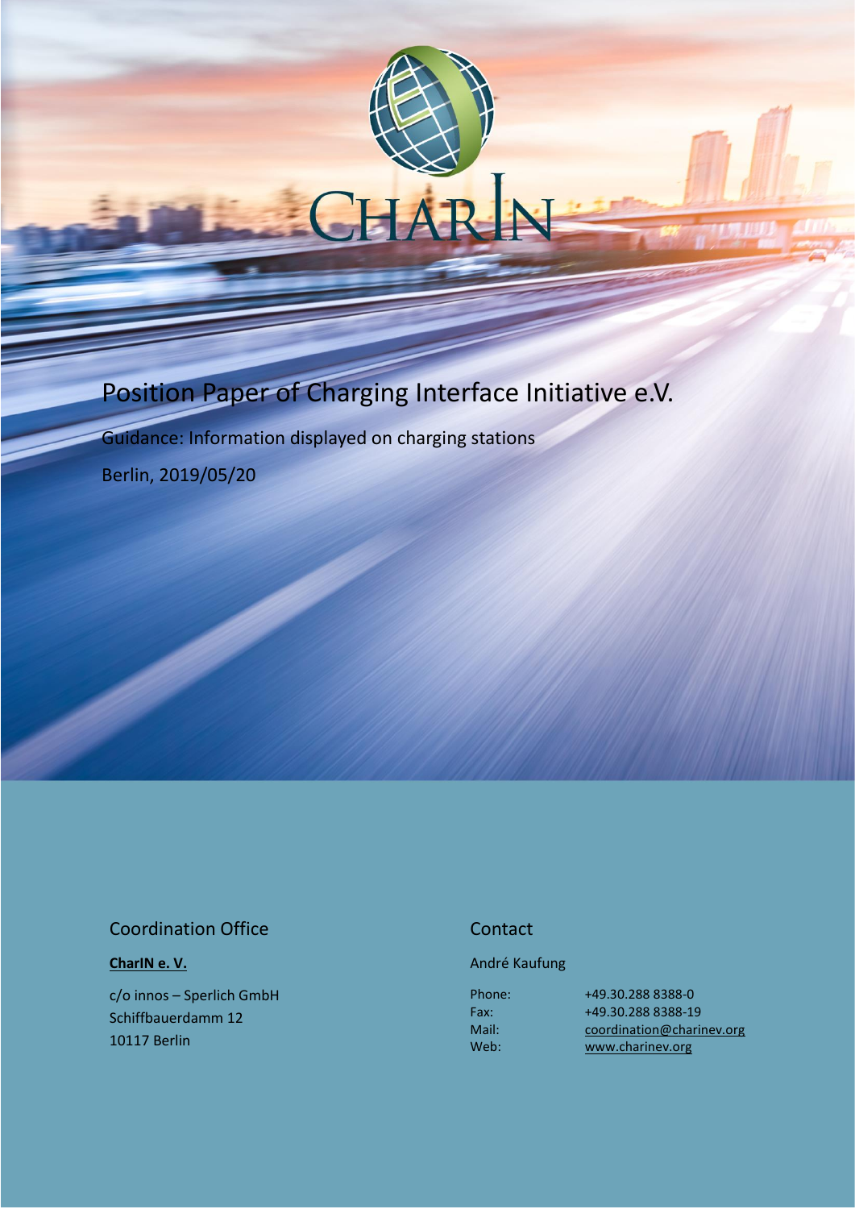CHARIN

# Position Paper of Charging Interface Initiative e.V.

Guidance: Information displayed on charging stations

Berlin, 2019/05/20

## Coordination Office

**CharIN e. V.**

c/o innos – Sperlich GmbH
Schiffbauerdamm 12
10117 Berlin

## Contact

André Kaufung

Phone: +49.30.288 8388-0
Fax: +49.30.288 8388-19
Mail: coordination@charinev.org
Web: www.charinev.org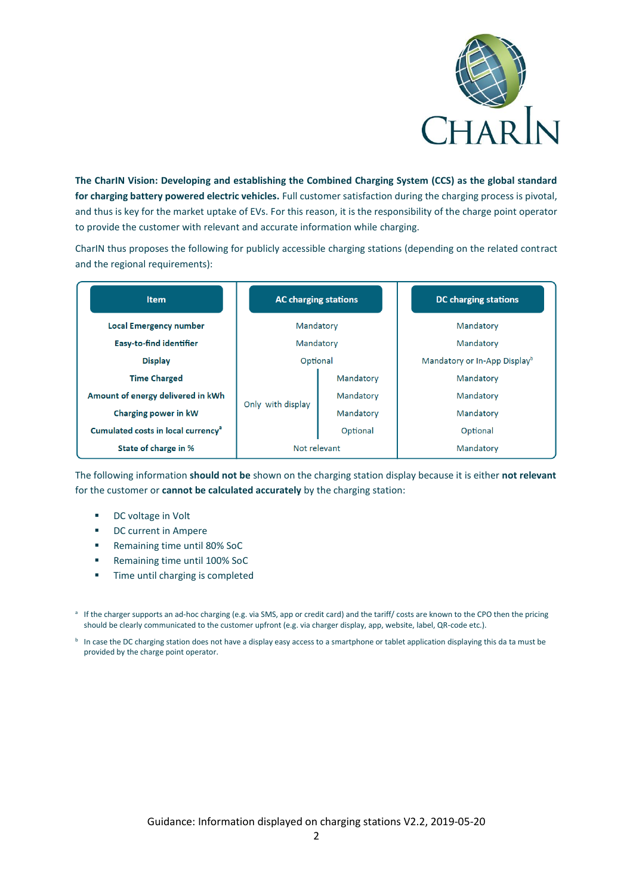**The CharIN Vision: Developing and establishing the Combined Charging System (CCS) as the global standard for charging battery powered electric vehicles.** Full customer satisfaction during the charging process is pivotal, and thus is key for the market uptake of EVs. For this reason, it is the responsibility of the charge point operator to provide the customer with relevant and accurate information while charging.

CharIN thus proposes the following for publicly accessible charging stations (depending on the related contract and the regional requirements):

| Item | AC charging stations | | DC charging stations |
|---|---|---|---|
| **Local Emergency number** | Mandatory | | Mandatory |
| **Easy-to-find identifier** | Mandatory | | Mandatory |
| **Display** | Optional | | Mandatory or In-App Display[b] |
| **Time Charged** | Only with display | Mandatory | Mandatory |
| **Amount of energy delivered in kWh** | | Mandatory | Mandatory |
| **Charging power in kW** | | Mandatory | Mandatory |
| **Cumulated costs in local currency[a]** | | Optional | Optional |
| **State of charge in %** | Not relevant | | Mandatory |

The following information **should not be** shown on the charging station display because it is either **not relevant** for the customer or **cannot be calculated accurately** by the charging station:

- DC voltage in Volt
- DC current in Ampere
- Remaining time until 80% SoC
- Remaining time until 100% SoC
- Time until charging is completed

[a] If the charger supports an ad-hoc charging (e.g. via SMS, app or credit card) and the tariff/ costs are known to the CPO then the pricing should be clearly communicated to the customer upfront (e.g. via charger display, app, website, label, QR-code etc.).

[b] In case the DC charging station does not have a display easy access to a smartphone or tablet application displaying this da ta must be provided by the charge point operator.

Guidance: Information displayed on charging stations V2.2, 2019-05-20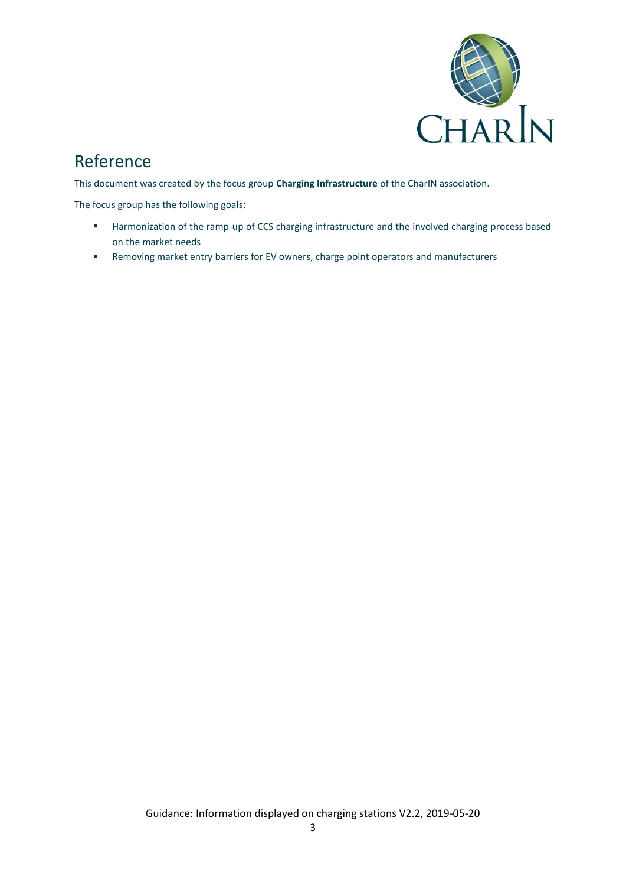## Reference

This document was created by the focus group **Charging Infrastructure** of the CharIN association.

The focus group has the following goals:

- Harmonization of the ramp-up of CCS charging infrastructure and the involved charging process based on the market needs
- Removing market entry barriers for EV owners, charge point operators and manufacturers